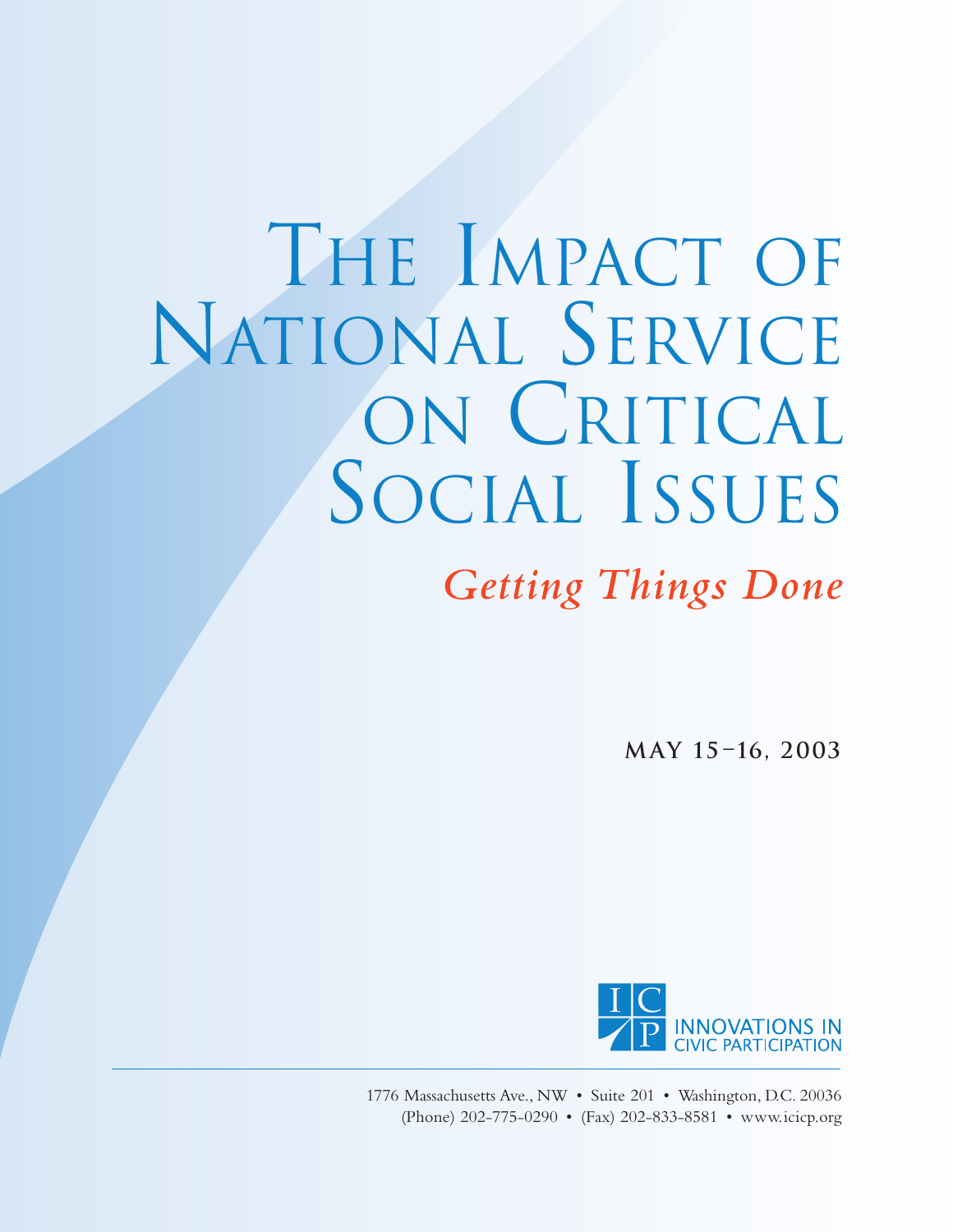# The Impact of National Service on Critical Social Issues

## *Getting Things Done*

**MAY 15–16, 2003**

INNOVATIONS IN CIVIC PARTICIPATION

1776 Massachusetts Ave., NW • Suite 201 • Washington, D.C. 20036
(Phone) 202-775-0290 • (Fax) 202-833-8581 • www.icicp.org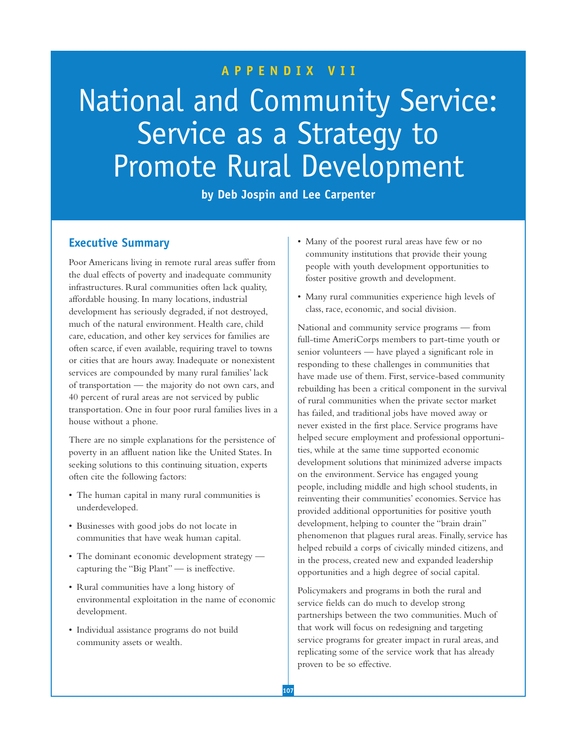## APPENDIX VII

# National and Community Service: Service as a Strategy to Promote Rural Development

**by Deb Jospin and Lee Carpenter**

## Executive Summary

Poor Americans living in remote rural areas suffer from the dual effects of poverty and inadequate community infrastructures. Rural communities often lack quality, affordable housing. In many locations, industrial development has seriously degraded, if not destroyed, much of the natural environment. Health care, child care, education, and other key services for families are often scarce, if even available, requiring travel to towns or cities that are hours away. Inadequate or nonexistent services are compounded by many rural families' lack of transportation — the majority do not own cars, and 40 percent of rural areas are not serviced by public transportation. One in four poor rural families lives in a house without a phone.

There are no simple explanations for the persistence of poverty in an affluent nation like the United States. In seeking solutions to this continuing situation, experts often cite the following factors:

- The human capital in many rural communities is underdeveloped.
- Businesses with good jobs do not locate in communities that have weak human capital.
- The dominant economic development strategy — capturing the "Big Plant" — is ineffective.
- Rural communities have a long history of environmental exploitation in the name of economic development.
- Individual assistance programs do not build community assets or wealth.
- Many of the poorest rural areas have few or no community institutions that provide their young people with youth development opportunities to foster positive growth and development.
- Many rural communities experience high levels of class, race, economic, and social division.

National and community service programs — from full-time AmeriCorps members to part-time youth or senior volunteers — have played a significant role in responding to these challenges in communities that have made use of them. First, service-based community rebuilding has been a critical component in the survival of rural communities when the private sector market has failed, and traditional jobs have moved away or never existed in the first place. Service programs have helped secure employment and professional opportunities, while at the same time supported economic development solutions that minimized adverse impacts on the environment. Service has engaged young people, including middle and high school students, in reinventing their communities' economies. Service has provided additional opportunities for positive youth development, helping to counter the "brain drain" phenomenon that plagues rural areas. Finally, service has helped rebuild a corps of civically minded citizens, and in the process, created new and expanded leadership opportunities and a high degree of social capital.

Policymakers and programs in both the rural and service fields can do much to develop strong partnerships between the two communities. Much of that work will focus on redesigning and targeting service programs for greater impact in rural areas, and replicating some of the service work that has already proven to be so effective.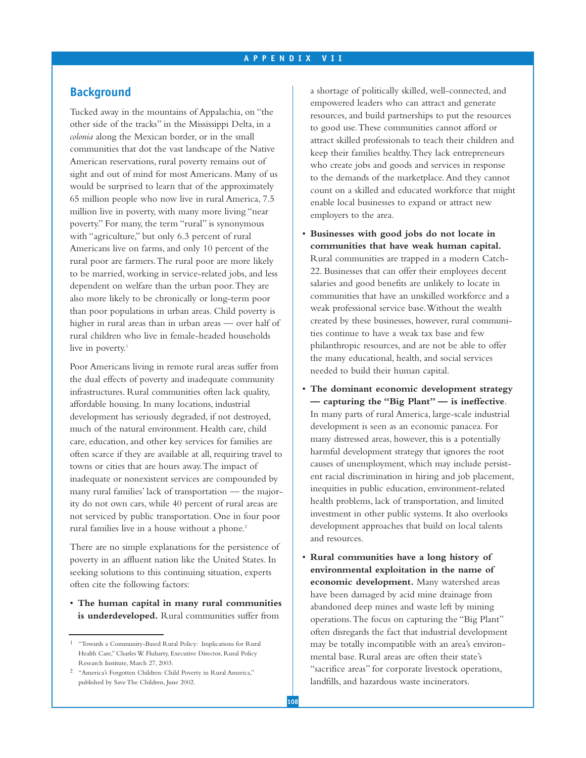## Background

Tucked away in the mountains of Appalachia, on "the other side of the tracks" in the Mississippi Delta, in a *colonia* along the Mexican border, or in the small communities that dot the vast landscape of the Native American reservations, rural poverty remains out of sight and out of mind for most Americans. Many of us would be surprised to learn that of the approximately 65 million people who now live in rural America, 7.5 million live in poverty, with many more living "near poverty." For many, the term "rural" is synonymous with "agriculture," but only 6.3 percent of rural Americans live on farms, and only 10 percent of the rural poor are farmers. The rural poor are more likely to be married, working in service-related jobs, and less dependent on welfare than the urban poor. They are also more likely to be chronically or long-term poor than poor populations in urban areas. Child poverty is higher in rural areas than in urban areas — over half of rural children who live in female-headed households live in poverty.[1]

Poor Americans living in remote rural areas suffer from the dual effects of poverty and inadequate community infrastructures. Rural communities often lack quality, affordable housing. In many locations, industrial development has seriously degraded, if not destroyed, much of the natural environment. Health care, child care, education, and other key services for families are often scarce if they are available at all, requiring travel to towns or cities that are hours away. The impact of inadequate or nonexistent services are compounded by many rural families' lack of transportation — the majority do not own cars, while 40 percent of rural areas are not serviced by public transportation. One in four poor rural families live in a house without a phone.[2]

There are no simple explanations for the persistence of poverty in an affluent nation like the United States. In seeking solutions to this continuing situation, experts often cite the following factors:

- **The human capital in many rural communities is underdeveloped.** Rural communities suffer from a shortage of politically skilled, well-connected, and empowered leaders who can attract and generate resources, and build partnerships to put the resources to good use. These communities cannot afford or attract skilled professionals to teach their children and keep their families healthy. They lack entrepreneurs who create jobs and goods and services in response to the demands of the marketplace. And they cannot count on a skilled and educated workforce that might enable local businesses to expand or attract new employers to the area.
- **Businesses with good jobs do not locate in communities that have weak human capital.** Rural communities are trapped in a modern Catch-22. Businesses that can offer their employees decent salaries and good benefits are unlikely to locate in communities that have an unskilled workforce and a weak professional service base. Without the wealth created by these businesses, however, rural communities continue to have a weak tax base and few philanthropic resources, and are not be able to offer the many educational, health, and social services needed to build their human capital.
- **The dominant economic development strategy — capturing the "Big Plant" — is ineffective**. In many parts of rural America, large-scale industrial development is seen as an economic panacea. For many distressed areas, however, this is a potentially harmful development strategy that ignores the root causes of unemployment, which may include persistent racial discrimination in hiring and job placement, inequities in public education, environment-related health problems, lack of transportation, and limited investment in other public systems. It also overlooks development approaches that build on local talents and resources.
- **Rural communities have a long history of environmental exploitation in the name of economic development.** Many watershed areas have been damaged by acid mine drainage from abandoned deep mines and waste left by mining operations. The focus on capturing the "Big Plant" often disregards the fact that industrial development may be totally incompatible with an area's environmental base. Rural areas are often their state's "sacrifice areas" for corporate livestock operations, landfills, and hazardous waste incinerators.

---

[1] "Towards a Community-Based Rural Policy: Implications for Rural Health Care," Charles W. Fluharty, Executive Director, Rural Policy Research Institute, March 27, 2003.

[2] "America's Forgotten Children: Child Poverty in Rural America," published by Save The Children, June 2002.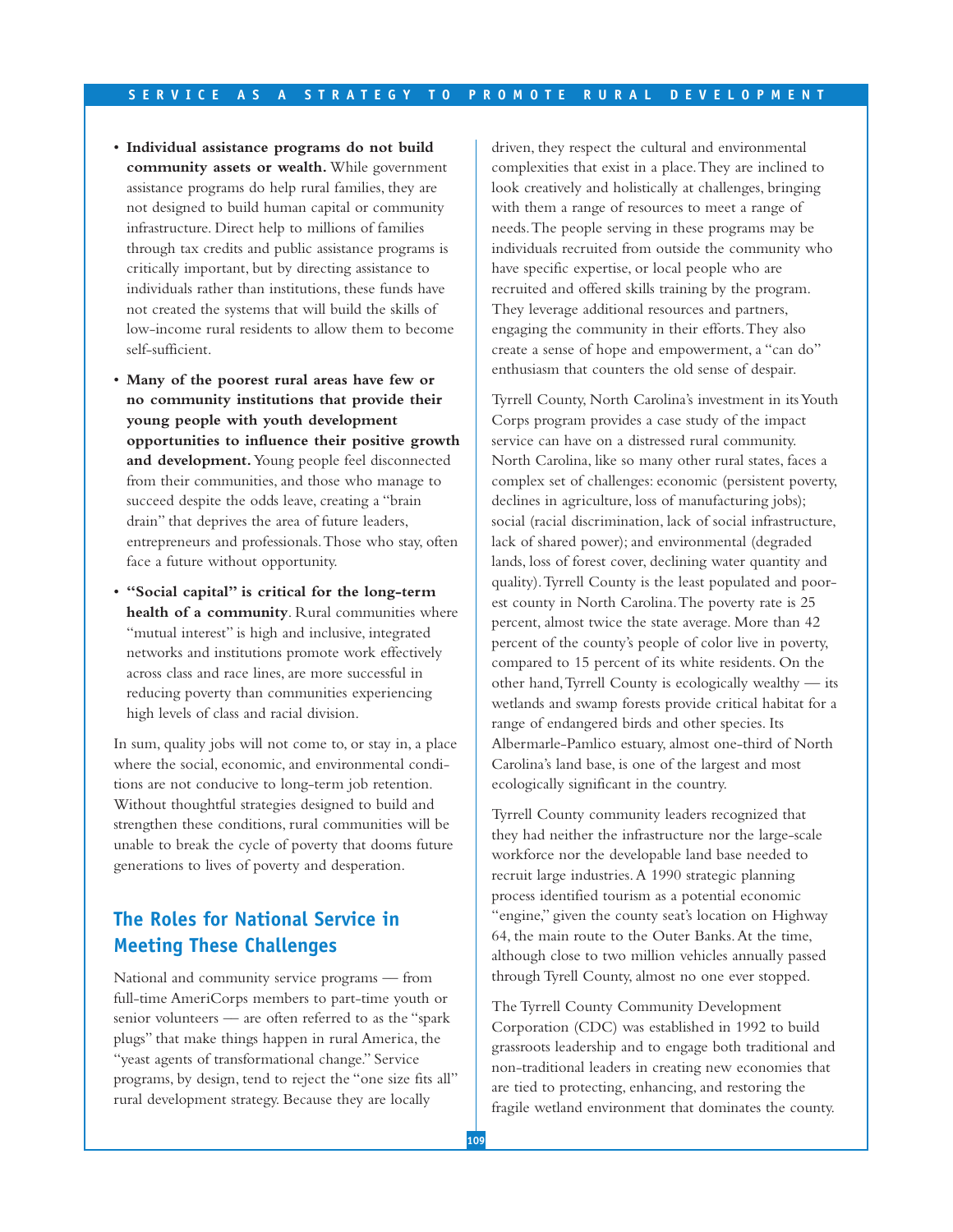- **Individual assistance programs do not build community assets or wealth.** While government assistance programs do help rural families, they are not designed to build human capital or community infrastructure. Direct help to millions of families through tax credits and public assistance programs is critically important, but by directing assistance to individuals rather than institutions, these funds have not created the systems that will build the skills of low-income rural residents to allow them to become self-sufficient.
- **Many of the poorest rural areas have few or no community institutions that provide their young people with youth development opportunities to influence their positive growth and development.** Young people feel disconnected from their communities, and those who manage to succeed despite the odds leave, creating a "brain drain" that deprives the area of future leaders, entrepreneurs and professionals. Those who stay, often face a future without opportunity.
- **"Social capital" is critical for the long-term health of a community**. Rural communities where "mutual interest" is high and inclusive, integrated networks and institutions promote work effectively across class and race lines, are more successful in reducing poverty than communities experiencing high levels of class and racial division.

In sum, quality jobs will not come to, or stay in, a place where the social, economic, and environmental conditions are not conducive to long-term job retention. Without thoughtful strategies designed to build and strengthen these conditions, rural communities will be unable to break the cycle of poverty that dooms future generations to lives of poverty and desperation.

## The Roles for National Service in Meeting These Challenges

National and community service programs — from full-time AmeriCorps members to part-time youth or senior volunteers — are often referred to as the "spark plugs" that make things happen in rural America, the "yeast agents of transformational change." Service programs, by design, tend to reject the "one size fits all" rural development strategy. Because they are locally driven, they respect the cultural and environmental complexities that exist in a place. They are inclined to look creatively and holistically at challenges, bringing with them a range of resources to meet a range of needs. The people serving in these programs may be individuals recruited from outside the community who have specific expertise, or local people who are recruited and offered skills training by the program. They leverage additional resources and partners, engaging the community in their efforts. They also create a sense of hope and empowerment, a "can do" enthusiasm that counters the old sense of despair.

Tyrrell County, North Carolina's investment in its Youth Corps program provides a case study of the impact service can have on a distressed rural community. North Carolina, like so many other rural states, faces a complex set of challenges: economic (persistent poverty, declines in agriculture, loss of manufacturing jobs); social (racial discrimination, lack of social infrastructure, lack of shared power); and environmental (degraded lands, loss of forest cover, declining water quantity and quality). Tyrrell County is the least populated and poorest county in North Carolina. The poverty rate is 25 percent, almost twice the state average. More than 42 percent of the county's people of color live in poverty, compared to 15 percent of its white residents. On the other hand, Tyrrell County is ecologically wealthy — its wetlands and swamp forests provide critical habitat for a range of endangered birds and other species. Its Albermarle-Pamlico estuary, almost one-third of North Carolina's land base, is one of the largest and most ecologically significant in the country.

Tyrrell County community leaders recognized that they had neither the infrastructure nor the large-scale workforce nor the developable land base needed to recruit large industries. A 1990 strategic planning process identified tourism as a potential economic "engine," given the county seat's location on Highway 64, the main route to the Outer Banks. At the time, although close to two million vehicles annually passed through Tyrell County, almost no one ever stopped.

The Tyrrell County Community Development Corporation (CDC) was established in 1992 to build grassroots leadership and to engage both traditional and non-traditional leaders in creating new economies that are tied to protecting, enhancing, and restoring the fragile wetland environment that dominates the county.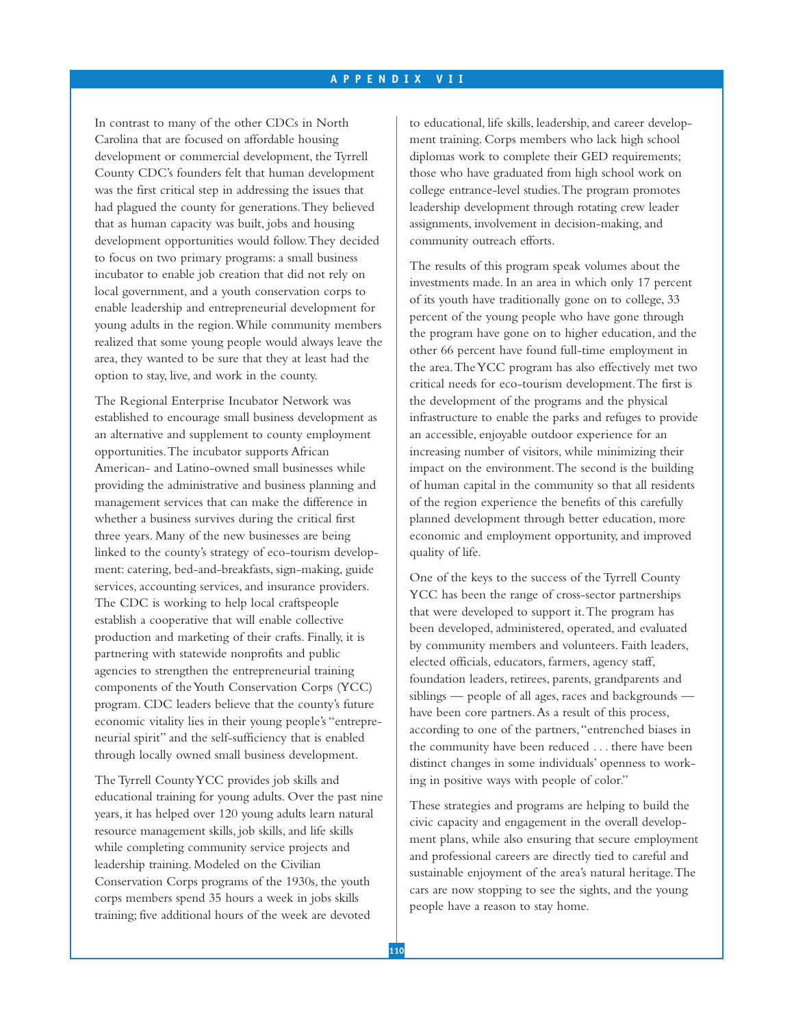In contrast to many of the other CDCs in North Carolina that are focused on affordable housing development or commercial development, the Tyrrell County CDC's founders felt that human development was the first critical step in addressing the issues that had plagued the county for generations. They believed that as human capacity was built, jobs and housing development opportunities would follow. They decided to focus on two primary programs: a small business incubator to enable job creation that did not rely on local government, and a youth conservation corps to enable leadership and entrepreneurial development for young adults in the region. While community members realized that some young people would always leave the area, they wanted to be sure that they at least had the option to stay, live, and work in the county.

The Regional Enterprise Incubator Network was established to encourage small business development as an alternative and supplement to county employment opportunities. The incubator supports African American- and Latino-owned small businesses while providing the administrative and business planning and management services that can make the difference in whether a business survives during the critical first three years. Many of the new businesses are being linked to the county's strategy of eco-tourism development: catering, bed-and-breakfasts, sign-making, guide services, accounting services, and insurance providers. The CDC is working to help local craftspeople establish a cooperative that will enable collective production and marketing of their crafts. Finally, it is partnering with statewide nonprofits and public agencies to strengthen the entrepreneurial training components of the Youth Conservation Corps (YCC) program. CDC leaders believe that the county's future economic vitality lies in their young people's "entrepreneurial spirit" and the self-sufficiency that is enabled through locally owned small business development.

The Tyrrell County YCC provides job skills and educational training for young adults. Over the past nine years, it has helped over 120 young adults learn natural resource management skills, job skills, and life skills while completing community service projects and leadership training. Modeled on the Civilian Conservation Corps programs of the 1930s, the youth corps members spend 35 hours a week in jobs skills training; five additional hours of the week are devoted to educational, life skills, leadership, and career development training. Corps members who lack high school diplomas work to complete their GED requirements; those who have graduated from high school work on college entrance-level studies. The program promotes leadership development through rotating crew leader assignments, involvement in decision-making, and community outreach efforts.

The results of this program speak volumes about the investments made. In an area in which only 17 percent of its youth have traditionally gone on to college, 33 percent of the young people who have gone through the program have gone on to higher education, and the other 66 percent have found full-time employment in the area. The YCC program has also effectively met two critical needs for eco-tourism development. The first is the development of the programs and the physical infrastructure to enable the parks and refuges to provide an accessible, enjoyable outdoor experience for an increasing number of visitors, while minimizing their impact on the environment. The second is the building of human capital in the community so that all residents of the region experience the benefits of this carefully planned development through better education, more economic and employment opportunity, and improved quality of life.

One of the keys to the success of the Tyrrell County YCC has been the range of cross-sector partnerships that were developed to support it. The program has been developed, administered, operated, and evaluated by community members and volunteers. Faith leaders, elected officials, educators, farmers, agency staff, foundation leaders, retirees, parents, grandparents and siblings — people of all ages, races and backgrounds — have been core partners. As a result of this process, according to one of the partners, "entrenched biases in the community have been reduced . . . there have been distinct changes in some individuals' openness to working in positive ways with people of color."

These strategies and programs are helping to build the civic capacity and engagement in the overall development plans, while also ensuring that secure employment and professional careers are directly tied to careful and sustainable enjoyment of the area's natural heritage. The cars are now stopping to see the sights, and the young people have a reason to stay home.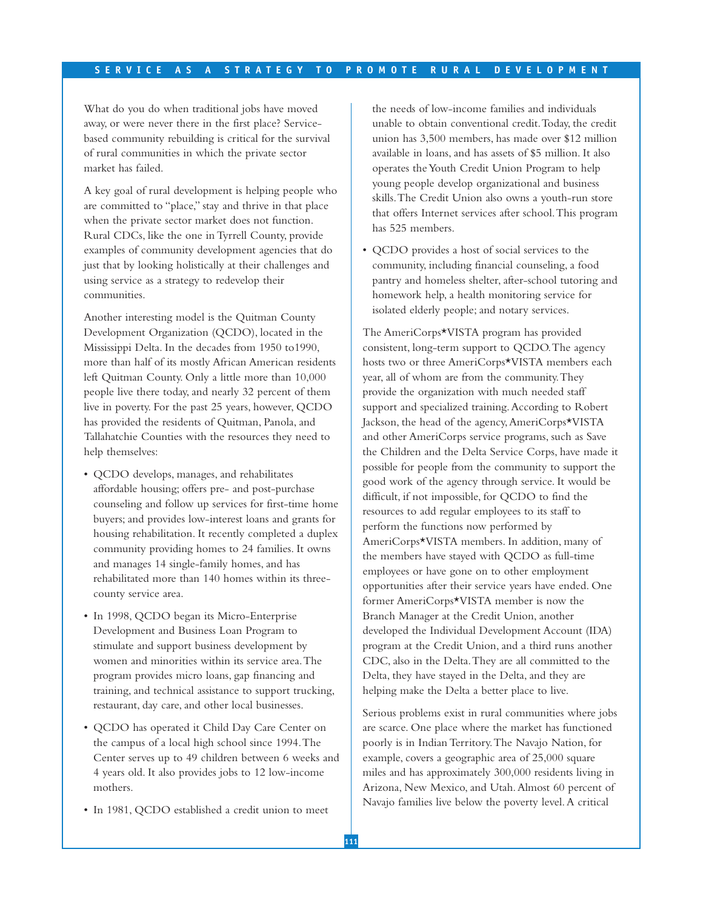What do you do when traditional jobs have moved away, or were never there in the first place? Service-based community rebuilding is critical for the survival of rural communities in which the private sector market has failed.

A key goal of rural development is helping people who are committed to "place," stay and thrive in that place when the private sector market does not function. Rural CDCs, like the one in Tyrrell County, provide examples of community development agencies that do just that by looking holistically at their challenges and using service as a strategy to redevelop their communities.

Another interesting model is the Quitman County Development Organization (QCDO), located in the Mississippi Delta. In the decades from 1950 to1990, more than half of its mostly African American residents left Quitman County. Only a little more than 10,000 people live there today, and nearly 32 percent of them live in poverty. For the past 25 years, however, QCDO has provided the residents of Quitman, Panola, and Tallahatchie Counties with the resources they need to help themselves:

- QCDO develops, manages, and rehabilitates affordable housing; offers pre- and post-purchase counseling and follow up services for first-time home buyers; and provides low-interest loans and grants for housing rehabilitation. It recently completed a duplex community providing homes to 24 families. It owns and manages 14 single-family homes, and has rehabilitated more than 140 homes within its three-county service area.
- In 1998, QCDO began its Micro-Enterprise Development and Business Loan Program to stimulate and support business development by women and minorities within its service area. The program provides micro loans, gap financing and training, and technical assistance to support trucking, restaurant, day care, and other local businesses.
- QCDO has operated it Child Day Care Center on the campus of a local high school since 1994. The Center serves up to 49 children between 6 weeks and 4 years old. It also provides jobs to 12 low-income mothers.
- In 1981, QCDO established a credit union to meet the needs of low-income families and individuals unable to obtain conventional credit. Today, the credit union has 3,500 members, has made over $12 million available in loans, and has assets of $5 million. It also operates the Youth Credit Union Program to help young people develop organizational and business skills. The Credit Union also owns a youth-run store that offers Internet services after school. This program has 525 members.
- QCDO provides a host of social services to the community, including financial counseling, a food pantry and homeless shelter, after-school tutoring and homework help, a health monitoring service for isolated elderly people; and notary services.

The AmeriCorps*VISTA program has provided consistent, long-term support to QCDO. The agency hosts two or three AmeriCorps*VISTA members each year, all of whom are from the community. They provide the organization with much needed staff support and specialized training. According to Robert Jackson, the head of the agency, AmeriCorps*VISTA and other AmeriCorps service programs, such as Save the Children and the Delta Service Corps, have made it possible for people from the community to support the good work of the agency through service. It would be difficult, if not impossible, for QCDO to find the resources to add regular employees to its staff to perform the functions now performed by AmeriCorps*VISTA members. In addition, many of the members have stayed with QCDO as full-time employees or have gone on to other employment opportunities after their service years have ended. One former AmeriCorps*VISTA member is now the Branch Manager at the Credit Union, another developed the Individual Development Account (IDA) program at the Credit Union, and a third runs another CDC, also in the Delta. They are all committed to the Delta, they have stayed in the Delta, and they are helping make the Delta a better place to live.

Serious problems exist in rural communities where jobs are scarce. One place where the market has functioned poorly is in Indian Territory. The Navajo Nation, for example, covers a geographic area of 25,000 square miles and has approximately 300,000 residents living in Arizona, New Mexico, and Utah. Almost 60 percent of Navajo families live below the poverty level. A critical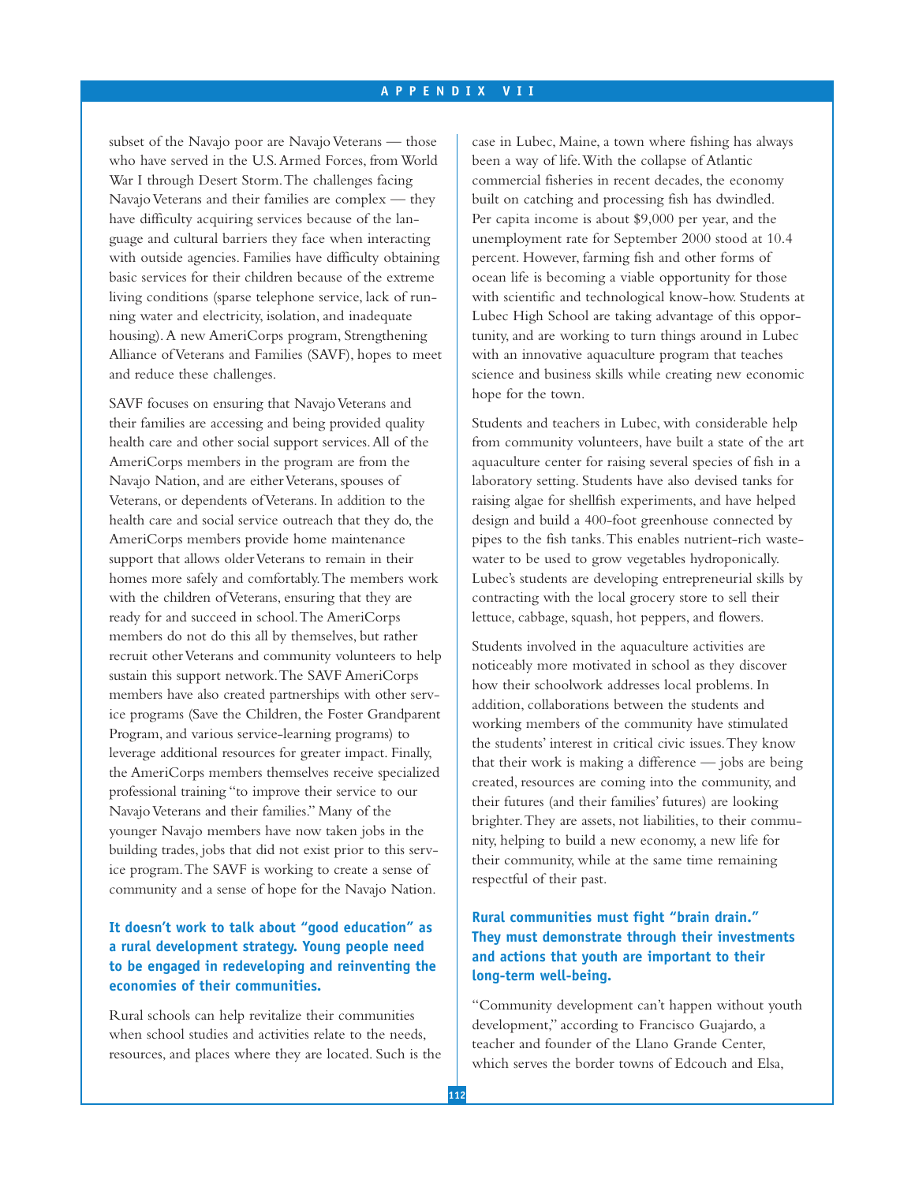subset of the Navajo poor are Navajo Veterans — those who have served in the U.S. Armed Forces, from World War I through Desert Storm. The challenges facing Navajo Veterans and their families are complex — they have difficulty acquiring services because of the language and cultural barriers they face when interacting with outside agencies. Families have difficulty obtaining basic services for their children because of the extreme living conditions (sparse telephone service, lack of running water and electricity, isolation, and inadequate housing). A new AmeriCorps program, Strengthening Alliance of Veterans and Families (SAVF), hopes to meet and reduce these challenges.

SAVF focuses on ensuring that Navajo Veterans and their families are accessing and being provided quality health care and other social support services. All of the AmeriCorps members in the program are from the Navajo Nation, and are either Veterans, spouses of Veterans, or dependents of Veterans. In addition to the health care and social service outreach that they do, the AmeriCorps members provide home maintenance support that allows older Veterans to remain in their homes more safely and comfortably. The members work with the children of Veterans, ensuring that they are ready for and succeed in school. The AmeriCorps members do not do this all by themselves, but rather recruit other Veterans and community volunteers to help sustain this support network. The SAVF AmeriCorps members have also created partnerships with other service programs (Save the Children, the Foster Grandparent Program, and various service-learning programs) to leverage additional resources for greater impact. Finally, the AmeriCorps members themselves receive specialized professional training "to improve their service to our Navajo Veterans and their families." Many of the younger Navajo members have now taken jobs in the building trades, jobs that did not exist prior to this service program. The SAVF is working to create a sense of community and a sense of hope for the Navajo Nation.

### It doesn't work to talk about "good education" as a rural development strategy. Young people need to be engaged in redeveloping and reinventing the economies of their communities.

Rural schools can help revitalize their communities when school studies and activities relate to the needs, resources, and places where they are located. Such is the case in Lubec, Maine, a town where fishing has always been a way of life. With the collapse of Atlantic commercial fisheries in recent decades, the economy built on catching and processing fish has dwindled. Per capita income is about $9,000 per year, and the unemployment rate for September 2000 stood at 10.4 percent. However, farming fish and other forms of ocean life is becoming a viable opportunity for those with scientific and technological know-how. Students at Lubec High School are taking advantage of this opportunity, and are working to turn things around in Lubec with an innovative aquaculture program that teaches science and business skills while creating new economic hope for the town.

Students and teachers in Lubec, with considerable help from community volunteers, have built a state of the art aquaculture center for raising several species of fish in a laboratory setting. Students have also devised tanks for raising algae for shellfish experiments, and have helped design and build a 400-foot greenhouse connected by pipes to the fish tanks. This enables nutrient-rich wastewater to be used to grow vegetables hydroponically. Lubec's students are developing entrepreneurial skills by contracting with the local grocery store to sell their lettuce, cabbage, squash, hot peppers, and flowers.

Students involved in the aquaculture activities are noticeably more motivated in school as they discover how their schoolwork addresses local problems. In addition, collaborations between the students and working members of the community have stimulated the students' interest in critical civic issues. They know that their work is making a difference — jobs are being created, resources are coming into the community, and their futures (and their families' futures) are looking brighter. They are assets, not liabilities, to their community, helping to build a new economy, a new life for their community, while at the same time remaining respectful of their past.

### Rural communities must fight "brain drain." They must demonstrate through their investments and actions that youth are important to their long-term well-being.

"Community development can't happen without youth development," according to Francisco Guajardo, a teacher and founder of the Llano Grande Center, which serves the border towns of Edcouch and Elsa,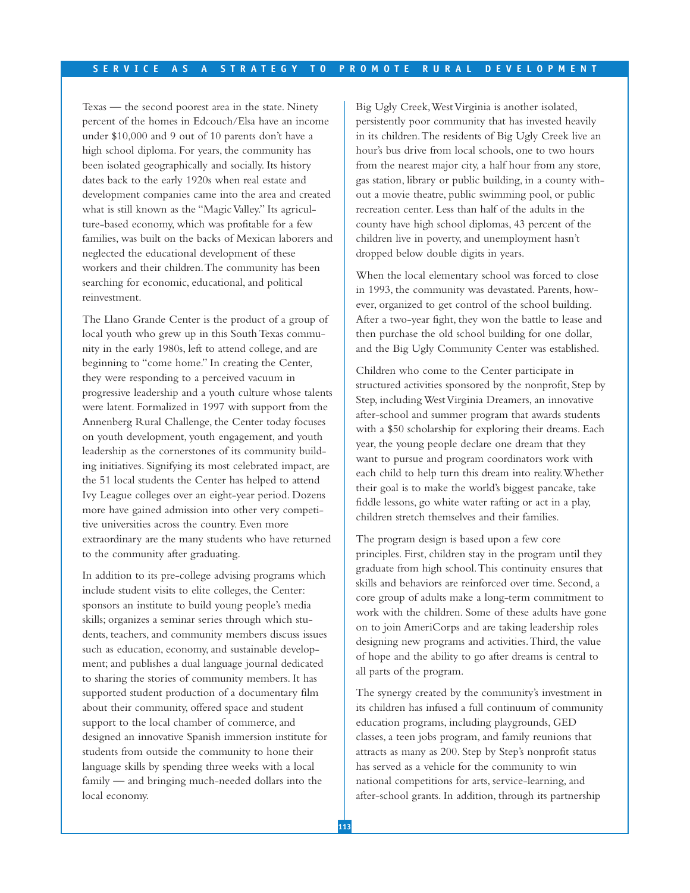Texas — the second poorest area in the state. Ninety percent of the homes in Edcouch/Elsa have an income under $10,000 and 9 out of 10 parents don't have a high school diploma. For years, the community has been isolated geographically and socially. Its history dates back to the early 1920s when real estate and development companies came into the area and created what is still known as the "Magic Valley." Its agriculture-based economy, which was profitable for a few families, was built on the backs of Mexican laborers and neglected the educational development of these workers and their children. The community has been searching for economic, educational, and political reinvestment.

The Llano Grande Center is the product of a group of local youth who grew up in this South Texas community in the early 1980s, left to attend college, and are beginning to "come home." In creating the Center, they were responding to a perceived vacuum in progressive leadership and a youth culture whose talents were latent. Formalized in 1997 with support from the Annenberg Rural Challenge, the Center today focuses on youth development, youth engagement, and youth leadership as the cornerstones of its community building initiatives. Signifying its most celebrated impact, are the 51 local students the Center has helped to attend Ivy League colleges over an eight-year period. Dozens more have gained admission into other very competitive universities across the country. Even more extraordinary are the many students who have returned to the community after graduating.

In addition to its pre-college advising programs which include student visits to elite colleges, the Center: sponsors an institute to build young people's media skills; organizes a seminar series through which students, teachers, and community members discuss issues such as education, economy, and sustainable development; and publishes a dual language journal dedicated to sharing the stories of community members. It has supported student production of a documentary film about their community, offered space and student support to the local chamber of commerce, and designed an innovative Spanish immersion institute for students from outside the community to hone their language skills by spending three weeks with a local family — and bringing much-needed dollars into the local economy.

Big Ugly Creek, West Virginia is another isolated, persistently poor community that has invested heavily in its children. The residents of Big Ugly Creek live an hour's bus drive from local schools, one to two hours from the nearest major city, a half hour from any store, gas station, library or public building, in a county without a movie theatre, public swimming pool, or public recreation center. Less than half of the adults in the county have high school diplomas, 43 percent of the children live in poverty, and unemployment hasn't dropped below double digits in years.

When the local elementary school was forced to close in 1993, the community was devastated. Parents, however, organized to get control of the school building. After a two-year fight, they won the battle to lease and then purchase the old school building for one dollar, and the Big Ugly Community Center was established.

Children who come to the Center participate in structured activities sponsored by the nonprofit, Step by Step, including West Virginia Dreamers, an innovative after-school and summer program that awards students with a $50 scholarship for exploring their dreams. Each year, the young people declare one dream that they want to pursue and program coordinators work with each child to help turn this dream into reality. Whether their goal is to make the world's biggest pancake, take fiddle lessons, go white water rafting or act in a play, children stretch themselves and their families.

The program design is based upon a few core principles. First, children stay in the program until they graduate from high school. This continuity ensures that skills and behaviors are reinforced over time. Second, a core group of adults make a long-term commitment to work with the children. Some of these adults have gone on to join AmeriCorps and are taking leadership roles designing new programs and activities. Third, the value of hope and the ability to go after dreams is central to all parts of the program.

The synergy created by the community's investment in its children has infused a full continuum of community education programs, including playgrounds, GED classes, a teen jobs program, and family reunions that attracts as many as 200. Step by Step's nonprofit status has served as a vehicle for the community to win national competitions for arts, service-learning, and after-school grants. In addition, through its partnership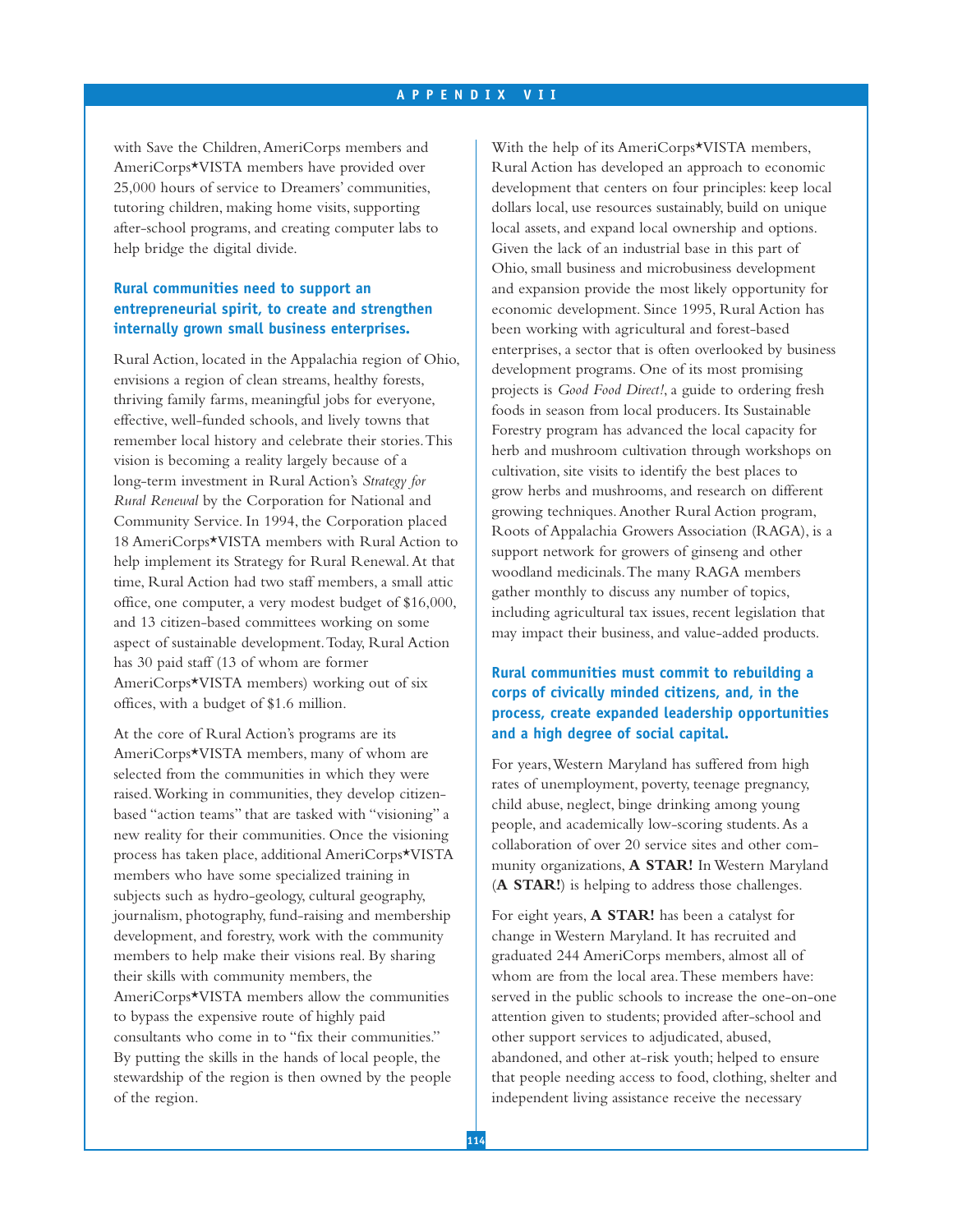with Save the Children, AmeriCorps members and AmeriCorps*VISTA members have provided over 25,000 hours of service to Dreamers' communities, tutoring children, making home visits, supporting after-school programs, and creating computer labs to help bridge the digital divide.

### Rural communities need to support an entrepreneurial spirit, to create and strengthen internally grown small business enterprises.

Rural Action, located in the Appalachia region of Ohio, envisions a region of clean streams, healthy forests, thriving family farms, meaningful jobs for everyone, effective, well-funded schools, and lively towns that remember local history and celebrate their stories. This vision is becoming a reality largely because of a long-term investment in Rural Action's *Strategy for Rural Renewal* by the Corporation for National and Community Service. In 1994, the Corporation placed 18 AmeriCorps*VISTA members with Rural Action to help implement its Strategy for Rural Renewal. At that time, Rural Action had two staff members, a small attic office, one computer, a very modest budget of $16,000, and 13 citizen-based committees working on some aspect of sustainable development. Today, Rural Action has 30 paid staff (13 of whom are former AmeriCorps*VISTA members) working out of six offices, with a budget of $1.6 million.

At the core of Rural Action's programs are its AmeriCorps*VISTA members, many of whom are selected from the communities in which they were raised. Working in communities, they develop citizen-based "action teams" that are tasked with "visioning" a new reality for their communities. Once the visioning process has taken place, additional AmeriCorps*VISTA members who have some specialized training in subjects such as hydro-geology, cultural geography, journalism, photography, fund-raising and membership development, and forestry, work with the community members to help make their visions real. By sharing their skills with community members, the AmeriCorps*VISTA members allow the communities to bypass the expensive route of highly paid consultants who come in to "fix their communities." By putting the skills in the hands of local people, the stewardship of the region is then owned by the people of the region.

With the help of its AmeriCorps*VISTA members, Rural Action has developed an approach to economic development that centers on four principles: keep local dollars local, use resources sustainably, build on unique local assets, and expand local ownership and options. Given the lack of an industrial base in this part of Ohio, small business and microbusiness development and expansion provide the most likely opportunity for economic development. Since 1995, Rural Action has been working with agricultural and forest-based enterprises, a sector that is often overlooked by business development programs. One of its most promising projects is *Good Food Direct!*, a guide to ordering fresh foods in season from local producers. Its Sustainable Forestry program has advanced the local capacity for herb and mushroom cultivation through workshops on cultivation, site visits to identify the best places to grow herbs and mushrooms, and research on different growing techniques. Another Rural Action program, Roots of Appalachia Growers Association (RAGA), is a support network for growers of ginseng and other woodland medicinals. The many RAGA members gather monthly to discuss any number of topics, including agricultural tax issues, recent legislation that may impact their business, and value-added products.

### Rural communities must commit to rebuilding a corps of civically minded citizens, and, in the process, create expanded leadership opportunities and a high degree of social capital.

For years, Western Maryland has suffered from high rates of unemployment, poverty, teenage pregnancy, child abuse, neglect, binge drinking among young people, and academically low-scoring students. As a collaboration of over 20 service sites and other community organizations, **A STAR!** In Western Maryland (**A STAR!**) is helping to address those challenges.

For eight years, **A STAR!** has been a catalyst for change in Western Maryland. It has recruited and graduated 244 AmeriCorps members, almost all of whom are from the local area. These members have: served in the public schools to increase the one-on-one attention given to students; provided after-school and other support services to adjudicated, abused, abandoned, and other at-risk youth; helped to ensure that people needing access to food, clothing, shelter and independent living assistance receive the necessary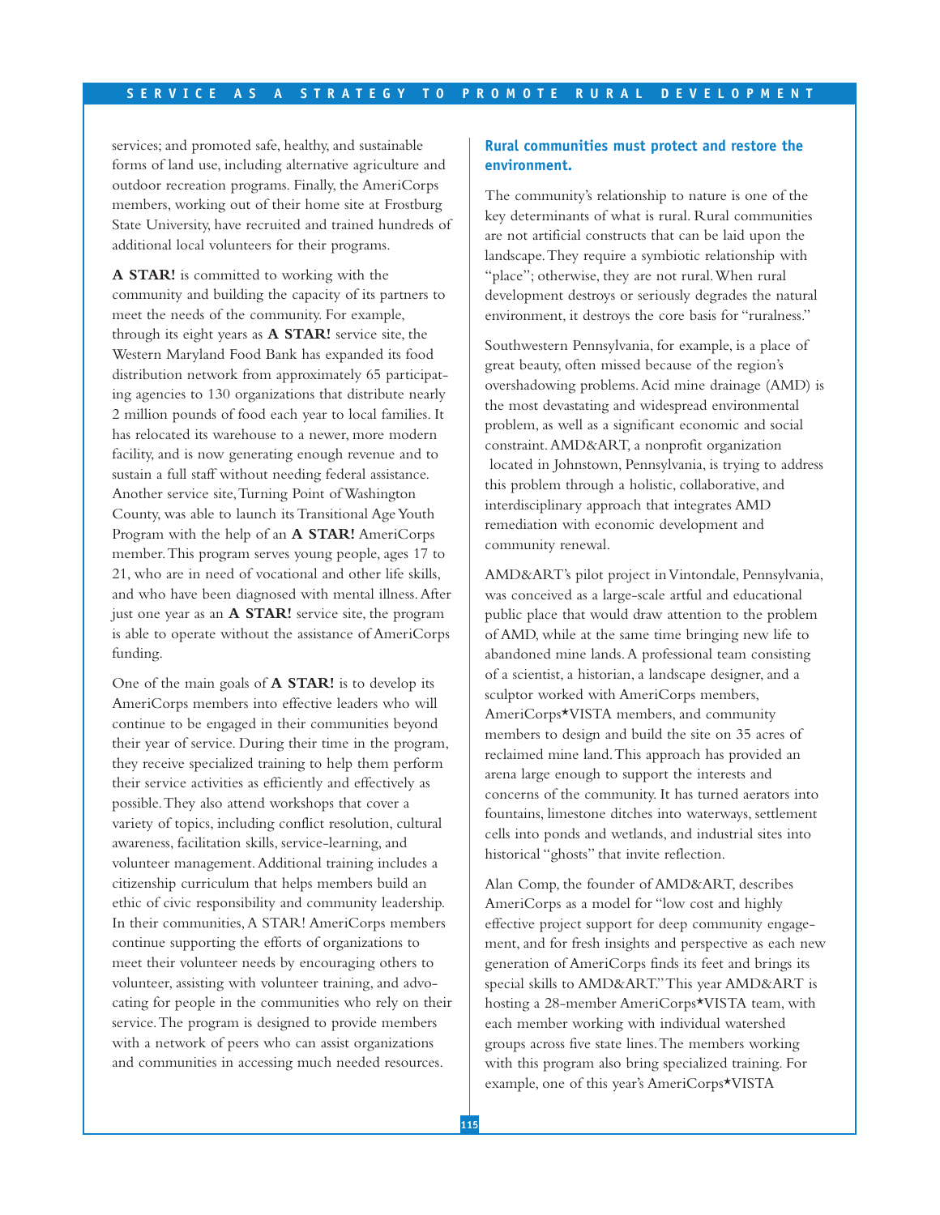services; and promoted safe, healthy, and sustainable forms of land use, including alternative agriculture and outdoor recreation programs. Finally, the AmeriCorps members, working out of their home site at Frostburg State University, have recruited and trained hundreds of additional local volunteers for their programs.

**A STAR!** is committed to working with the community and building the capacity of its partners to meet the needs of the community. For example, through its eight years as **A STAR!** service site, the Western Maryland Food Bank has expanded its food distribution network from approximately 65 participating agencies to 130 organizations that distribute nearly 2 million pounds of food each year to local families. It has relocated its warehouse to a newer, more modern facility, and is now generating enough revenue and to sustain a full staff without needing federal assistance. Another service site, Turning Point of Washington County, was able to launch its Transitional Age Youth Program with the help of an **A STAR!** AmeriCorps member. This program serves young people, ages 17 to 21, who are in need of vocational and other life skills, and who have been diagnosed with mental illness. After just one year as an **A STAR!** service site, the program is able to operate without the assistance of AmeriCorps funding.

One of the main goals of **A STAR!** is to develop its AmeriCorps members into effective leaders who will continue to be engaged in their communities beyond their year of service. During their time in the program, they receive specialized training to help them perform their service activities as efficiently and effectively as possible. They also attend workshops that cover a variety of topics, including conflict resolution, cultural awareness, facilitation skills, service-learning, and volunteer management. Additional training includes a citizenship curriculum that helps members build an ethic of civic responsibility and community leadership. In their communities, A STAR! AmeriCorps members continue supporting the efforts of organizations to meet their volunteer needs by encouraging others to volunteer, assisting with volunteer training, and advocating for people in the communities who rely on their service. The program is designed to provide members with a network of peers who can assist organizations and communities in accessing much needed resources.

### Rural communities must protect and restore the environment.

The community's relationship to nature is one of the key determinants of what is rural. Rural communities are not artificial constructs that can be laid upon the landscape. They require a symbiotic relationship with "place"; otherwise, they are not rural. When rural development destroys or seriously degrades the natural environment, it destroys the core basis for "ruralness."

Southwestern Pennsylvania, for example, is a place of great beauty, often missed because of the region's overshadowing problems. Acid mine drainage (AMD) is the most devastating and widespread environmental problem, as well as a significant economic and social constraint. AMD&ART, a nonprofit organization located in Johnstown, Pennsylvania, is trying to address this problem through a holistic, collaborative, and interdisciplinary approach that integrates AMD remediation with economic development and community renewal.

AMD&ART's pilot project in Vintondale, Pennsylvania, was conceived as a large-scale artful and educational public place that would draw attention to the problem of AMD, while at the same time bringing new life to abandoned mine lands. A professional team consisting of a scientist, a historian, a landscape designer, and a sculptor worked with AmeriCorps members, AmeriCorps*VISTA members, and community members to design and build the site on 35 acres of reclaimed mine land. This approach has provided an arena large enough to support the interests and concerns of the community. It has turned aerators into fountains, limestone ditches into waterways, settlement cells into ponds and wetlands, and industrial sites into historical "ghosts" that invite reflection.

Alan Comp, the founder of AMD&ART, describes AmeriCorps as a model for "low cost and highly effective project support for deep community engagement, and for fresh insights and perspective as each new generation of AmeriCorps finds its feet and brings its special skills to AMD&ART." This year AMD&ART is hosting a 28-member AmeriCorps*VISTA team, with each member working with individual watershed groups across five state lines. The members working with this program also bring specialized training. For example, one of this year's AmeriCorps*VISTA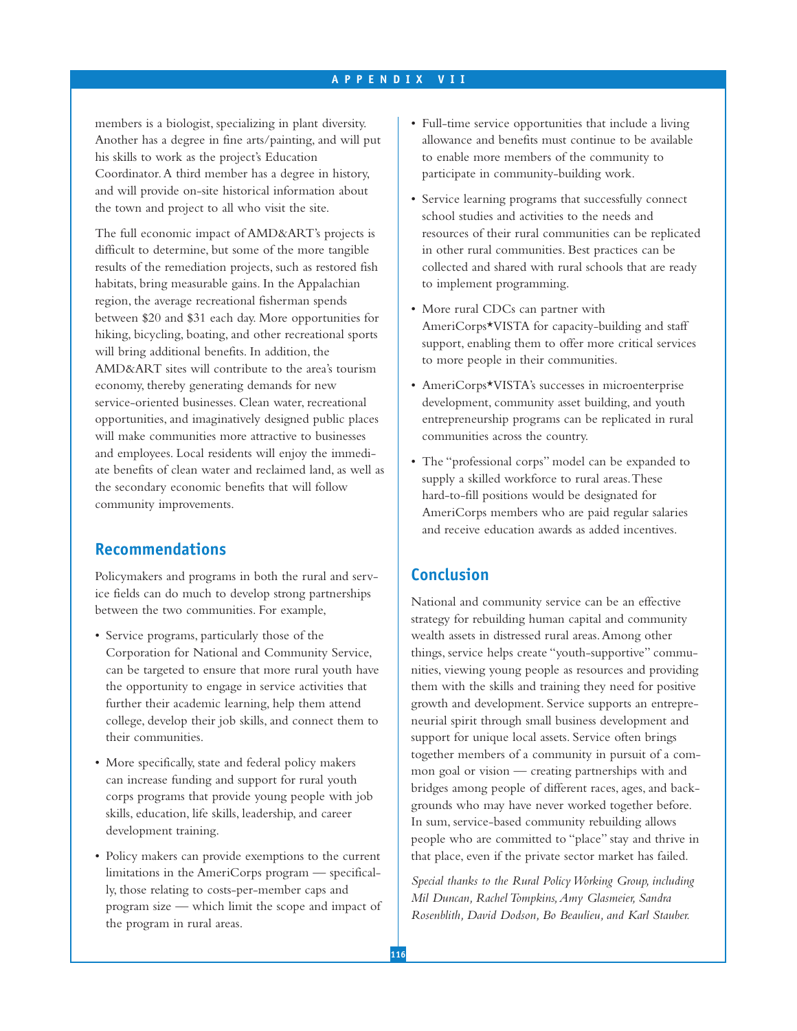members is a biologist, specializing in plant diversity. Another has a degree in fine arts/painting, and will put his skills to work as the project's Education Coordinator. A third member has a degree in history, and will provide on-site historical information about the town and project to all who visit the site.

The full economic impact of AMD&ART's projects is difficult to determine, but some of the more tangible results of the remediation projects, such as restored fish habitats, bring measurable gains. In the Appalachian region, the average recreational fisherman spends between $20 and $31 each day. More opportunities for hiking, bicycling, boating, and other recreational sports will bring additional benefits. In addition, the AMD&ART sites will contribute to the area's tourism economy, thereby generating demands for new service-oriented businesses. Clean water, recreational opportunities, and imaginatively designed public places will make communities more attractive to businesses and employees. Local residents will enjoy the immediate benefits of clean water and reclaimed land, as well as the secondary economic benefits that will follow community improvements.

## Recommendations

Policymakers and programs in both the rural and service fields can do much to develop strong partnerships between the two communities. For example,

- Service programs, particularly those of the Corporation for National and Community Service, can be targeted to ensure that more rural youth have the opportunity to engage in service activities that further their academic learning, help them attend college, develop their job skills, and connect them to their communities.
- More specifically, state and federal policy makers can increase funding and support for rural youth corps programs that provide young people with job skills, education, life skills, leadership, and career development training.
- Policy makers can provide exemptions to the current limitations in the AmeriCorps program — specifically, those relating to costs-per-member caps and program size — which limit the scope and impact of the program in rural areas.
- Full-time service opportunities that include a living allowance and benefits must continue to be available to enable more members of the community to participate in community-building work.
- Service learning programs that successfully connect school studies and activities to the needs and resources of their rural communities can be replicated in other rural communities. Best practices can be collected and shared with rural schools that are ready to implement programming.
- More rural CDCs can partner with AmeriCorps*VISTA for capacity-building and staff support, enabling them to offer more critical services to more people in their communities.
- AmeriCorps*VISTA's successes in microenterprise development, community asset building, and youth entrepreneurship programs can be replicated in rural communities across the country.
- The "professional corps" model can be expanded to supply a skilled workforce to rural areas. These hard-to-fill positions would be designated for AmeriCorps members who are paid regular salaries and receive education awards as added incentives.

## Conclusion

National and community service can be an effective strategy for rebuilding human capital and community wealth assets in distressed rural areas. Among other things, service helps create "youth-supportive" communities, viewing young people as resources and providing them with the skills and training they need for positive growth and development. Service supports an entrepreneurial spirit through small business development and support for unique local assets. Service often brings together members of a community in pursuit of a common goal or vision — creating partnerships with and bridges among people of different races, ages, and backgrounds who may have never worked together before. In sum, service-based community rebuilding allows people who are committed to "place" stay and thrive in that place, even if the private sector market has failed.

*Special thanks to the Rural Policy Working Group, including Mil Duncan, Rachel Tompkins, Amy Glasmeier, Sandra Rosenblith, David Dodson, Bo Beaulieu, and Karl Stauber.*